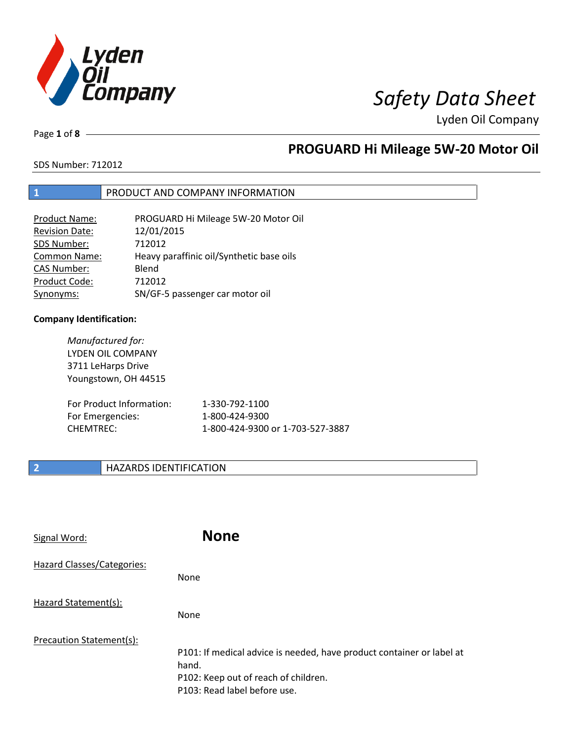# Safety Data Sheet

Lyden Oil Company

## PROGUARD Hi Mileage 5W-20 Motor Oil

SDS Number: 712012

## 1 PRODUCT AND COMPANY INFORMATION

| | |
|---|---|
| Product Name: | PROGUARD Hi Mileage 5W-20 Motor Oil |
| Revision Date: | 12/01/2015 |
| SDS Number: | 712012 |
| Common Name: | Heavy paraffinic oil/Synthetic base oils |
| CAS Number: | Blend |
| Product Code: | 712012 |
| Synonyms: | SN/GF-5 passenger car motor oil |

**Company Identification:**

*Manufactured for:*
LYDEN OIL COMPANY
3711 LeHarps Drive
Youngstown, OH 44515

| | |
|---|---|
| For Product Information: | 1-330-792-1100 |
| For Emergencies: | 1-800-424-9300 |
| CHEMTREC: | 1-800-424-9300 or 1-703-527-3887 |

## 2 HAZARDS IDENTIFICATION

Signal Word: **None**

Hazard Classes/Categories:

None

Hazard Statement(s):

None

Precaution Statement(s):

P101: If medical advice is needed, have product container or label at hand.
P102: Keep out of reach of children.
P103: Read label before use.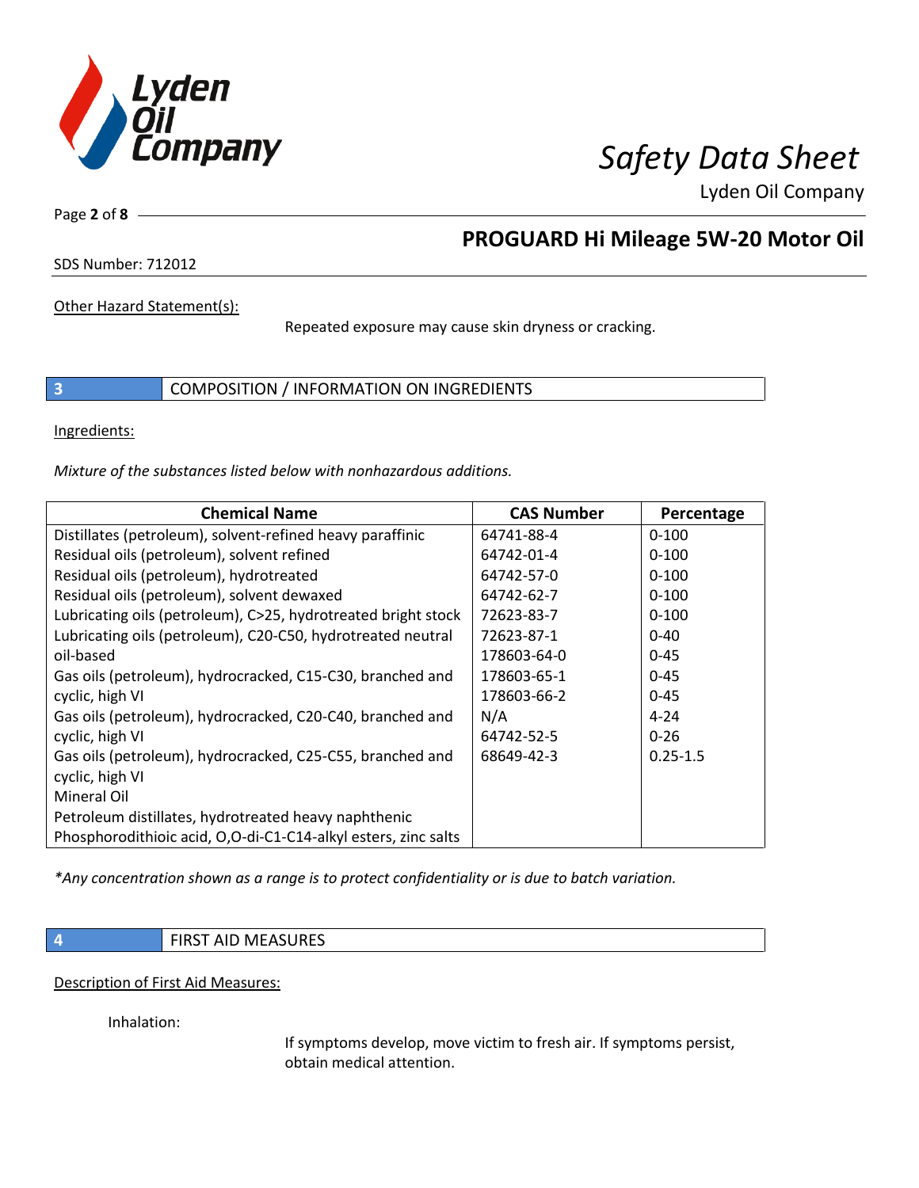Other Hazard Statement(s):

Repeated exposure may cause skin dryness or cracking.

## 3 COMPOSITION / INFORMATION ON INGREDIENTS

Ingredients:

*Mixture of the substances listed below with nonhazardous additions.*

| Chemical Name | CAS Number | Percentage |
| --- | --- | --- |
| Distillates (petroleum), solvent-refined heavy paraffinic | 64741-88-4 | 0-100 |
| Residual oils (petroleum), solvent refined | 64742-01-4 | 0-100 |
| Residual oils (petroleum), hydrotreated | 64742-57-0 | 0-100 |
| Residual oils (petroleum), solvent dewaxed | 64742-62-7 | 0-100 |
| Lubricating oils (petroleum), C>25, hydrotreated bright stock | 72623-83-7 | 0-100 |
| Lubricating oils (petroleum), C20-C50, hydrotreated neutral oil-based | 72623-87-1 | 0-40 |
| Gas oils (petroleum), hydrocracked, C15-C30, branched and cyclic, high VI | 178603-64-0 | 0-45 |
| Gas oils (petroleum), hydrocracked, C20-C40, branched and cyclic, high VI | 178603-65-1 | 0-45 |
| Gas oils (petroleum), hydrocracked, C25-C55, branched and cyclic, high VI | 178603-66-2 | 0-45 |
| Mineral Oil | N/A | 4-24 |
| Petroleum distillates, hydrotreated heavy naphthenic | 64742-52-5 | 0-26 |
| Phosphorodithioic acid, O,O-di-C1-C14-alkyl esters, zinc salts | 68649-42-3 | 0.25-1.5 |

*\*Any concentration shown as a range is to protect confidentiality or is due to batch variation.*

## 4 FIRST AID MEASURES

Description of First Aid Measures:

Inhalation:

If symptoms develop, move victim to fresh air. If symptoms persist, obtain medical attention.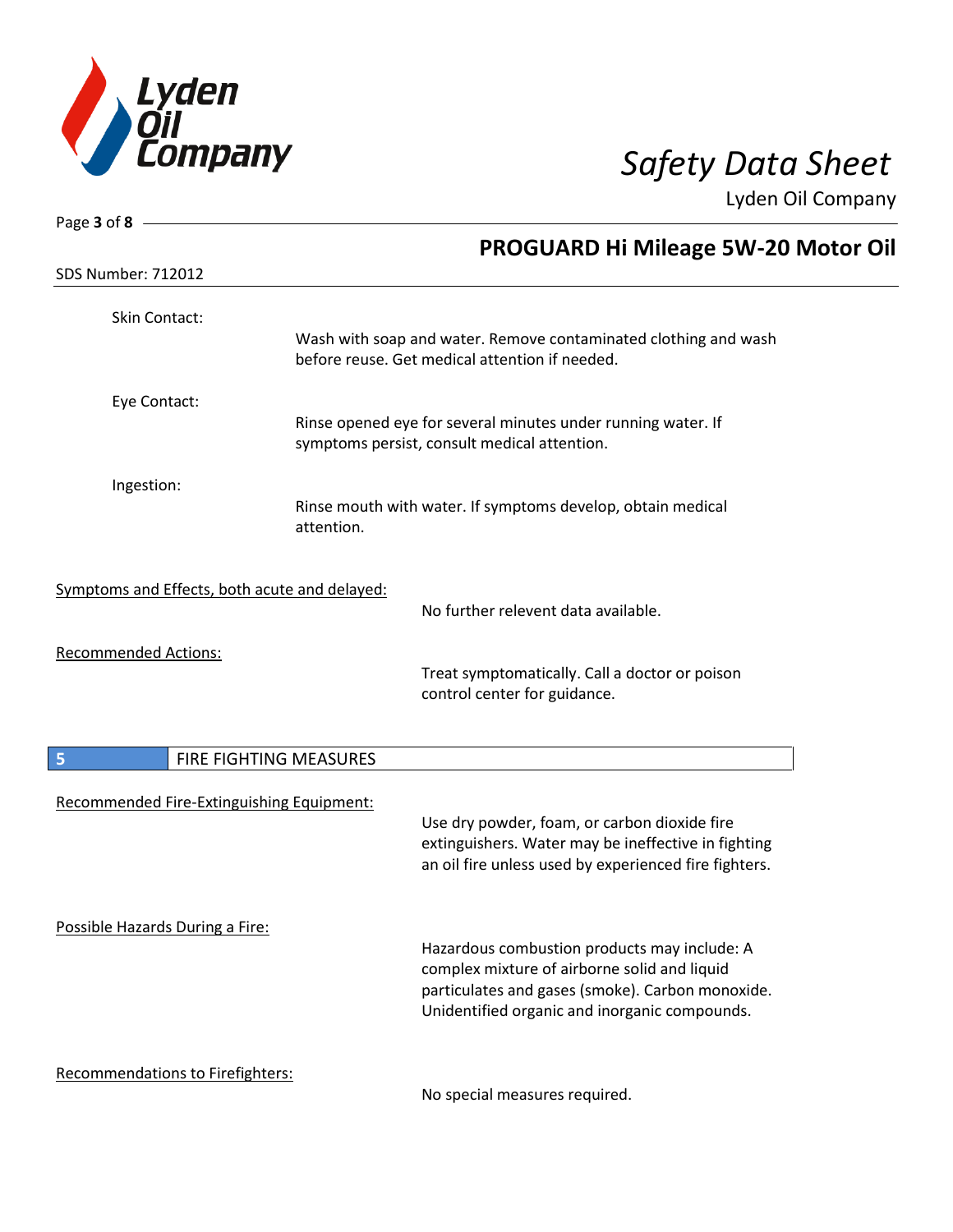Skin Contact:

Wash with soap and water. Remove contaminated clothing and wash before reuse. Get medical attention if needed.

Eye Contact:

Rinse opened eye for several minutes under running water. If symptoms persist, consult medical attention.

Ingestion:

Rinse mouth with water. If symptoms develop, obtain medical attention.

Symptoms and Effects, both acute and delayed:

No further relevent data available.

Recommended Actions:

Treat symptomatically. Call a doctor or poison control center for guidance.

## 5 FIRE FIGHTING MEASURES

Recommended Fire-Extinguishing Equipment:

Use dry powder, foam, or carbon dioxide fire extinguishers. Water may be ineffective in fighting an oil fire unless used by experienced fire fighters.

Possible Hazards During a Fire:

Hazardous combustion products may include: A complex mixture of airborne solid and liquid particulates and gases (smoke). Carbon monoxide. Unidentified organic and inorganic compounds.

Recommendations to Firefighters:

No special measures required.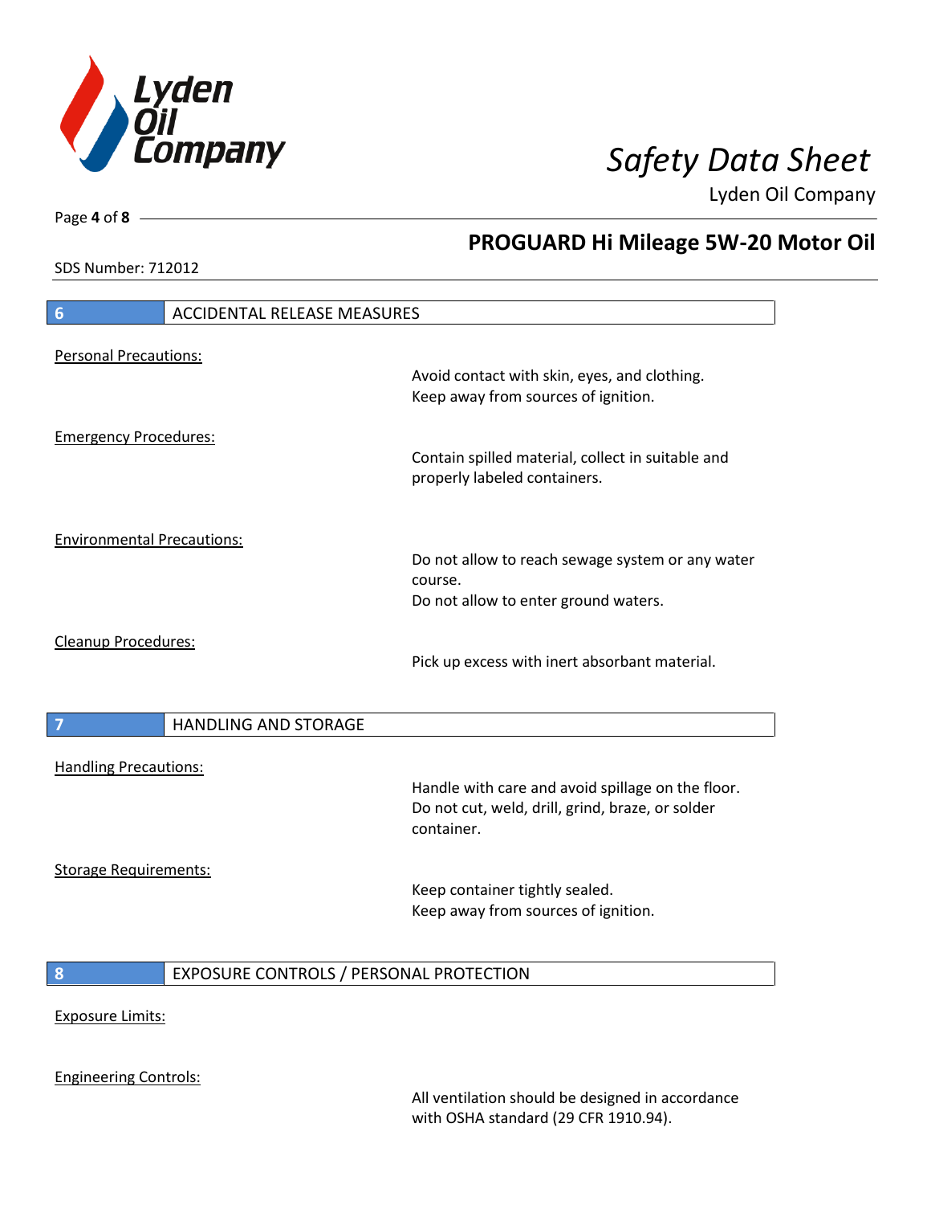## 6 ACCIDENTAL RELEASE MEASURES

Personal Precautions:

Avoid contact with skin, eyes, and clothing.
Keep away from sources of ignition.

Emergency Procedures:

Contain spilled material, collect in suitable and properly labeled containers.

Environmental Precautions:

Do not allow to reach sewage system or any water course.
Do not allow to enter ground waters.

Cleanup Procedures:

Pick up excess with inert absorbant material.

## 7 HANDLING AND STORAGE

Handling Precautions:

Handle with care and avoid spillage on the floor.
Do not cut, weld, drill, grind, braze, or solder container.

Storage Requirements:

Keep container tightly sealed.
Keep away from sources of ignition.

## 8 EXPOSURE CONTROLS / PERSONAL PROTECTION

Exposure Limits:

Engineering Controls:

All ventilation should be designed in accordance with OSHA standard (29 CFR 1910.94).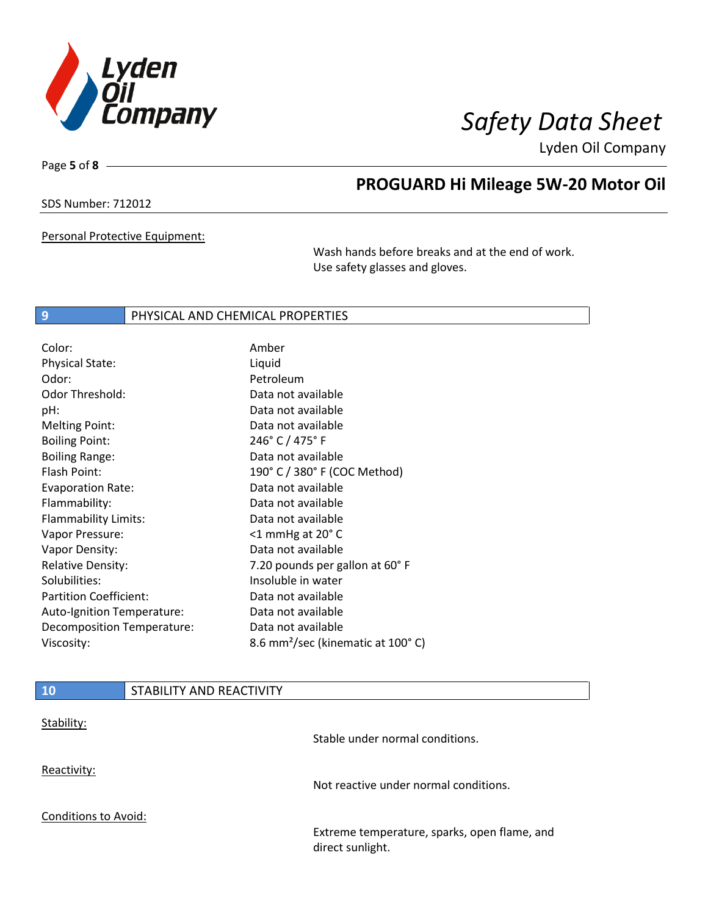Personal Protective Equipment:

Wash hands before breaks and at the end of work. Use safety glasses and gloves.

## 9 PHYSICAL AND CHEMICAL PROPERTIES

| Property | Value |
|---|---|
| Color: | Amber |
| Physical State: | Liquid |
| Odor: | Petroleum |
| Odor Threshold: | Data not available |
| pH: | Data not available |
| Melting Point: | Data not available |
| Boiling Point: | 246° C / 475° F |
| Boiling Range: | Data not available |
| Flash Point: | 190° C / 380° F (COC Method) |
| Evaporation Rate: | Data not available |
| Flammability: | Data not available |
| Flammability Limits: | Data not available |
| Vapor Pressure: | <1 mmHg at 20° C |
| Vapor Density: | Data not available |
| Relative Density: | 7.20 pounds per gallon at 60° F |
| Solubilities: | Insoluble in water |
| Partition Coefficient: | Data not available |
| Auto-Ignition Temperature: | Data not available |
| Decomposition Temperature: | Data not available |
| Viscosity: | 8.6 $mm^2$/sec (kinematic at 100° C) |

## 10 STABILITY AND REACTIVITY

Stability:

Stable under normal conditions.

Reactivity:

Not reactive under normal conditions.

Conditions to Avoid:

Extreme temperature, sparks, open flame, and direct sunlight.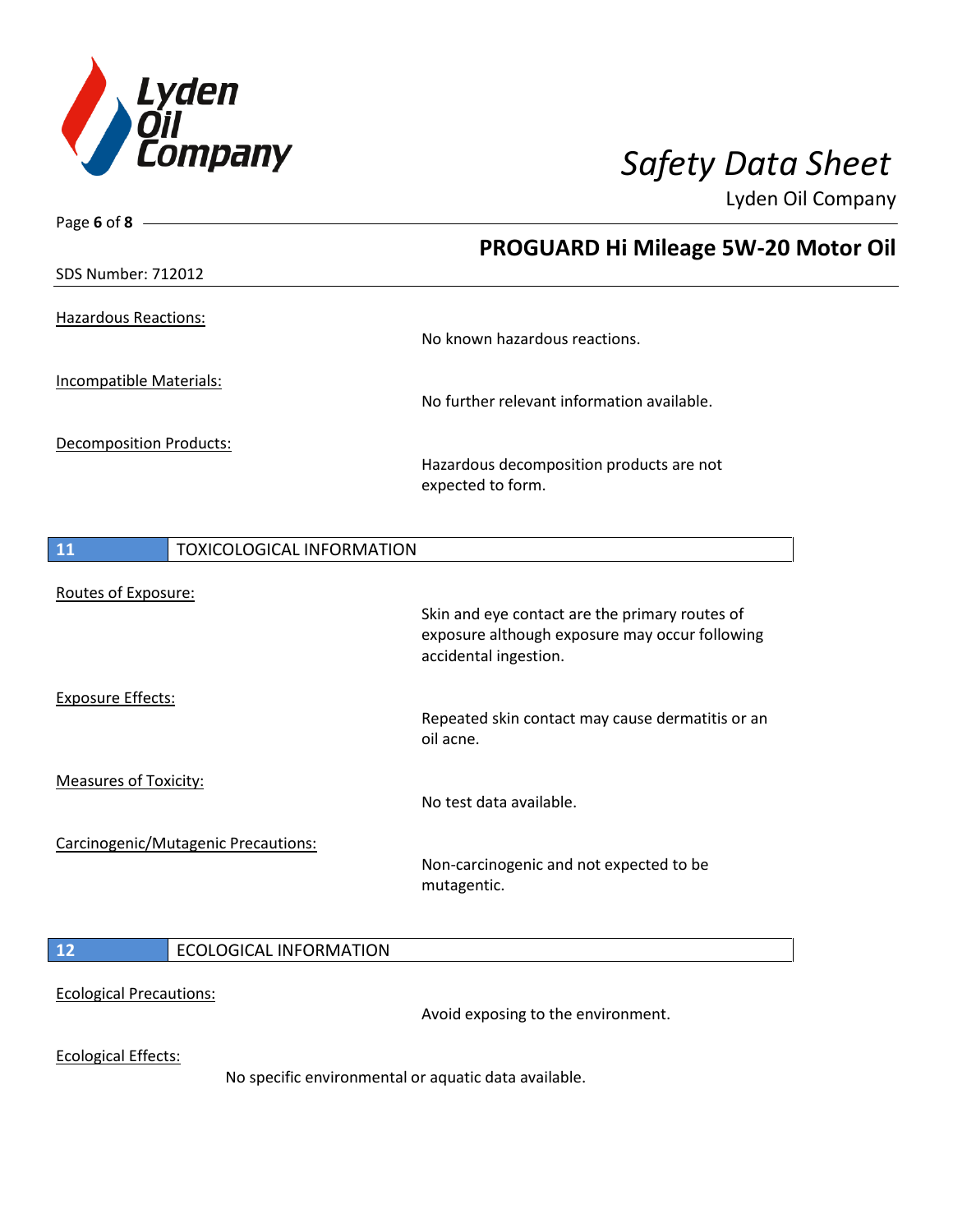Hazardous Reactions:

No known hazardous reactions.

Incompatible Materials:

No further relevant information available.

Decomposition Products:

Hazardous decomposition products are not expected to form.

## 11 TOXICOLOGICAL INFORMATION

Routes of Exposure:

Skin and eye contact are the primary routes of exposure although exposure may occur following accidental ingestion.

Exposure Effects:

Repeated skin contact may cause dermatitis or an oil acne.

Measures of Toxicity:

No test data available.

Carcinogenic/Mutagenic Precautions:

Non-carcinogenic and not expected to be mutagentic.

## 12 ECOLOGICAL INFORMATION

Ecological Precautions:

Avoid exposing to the environment.

Ecological Effects:

No specific environmental or aquatic data available.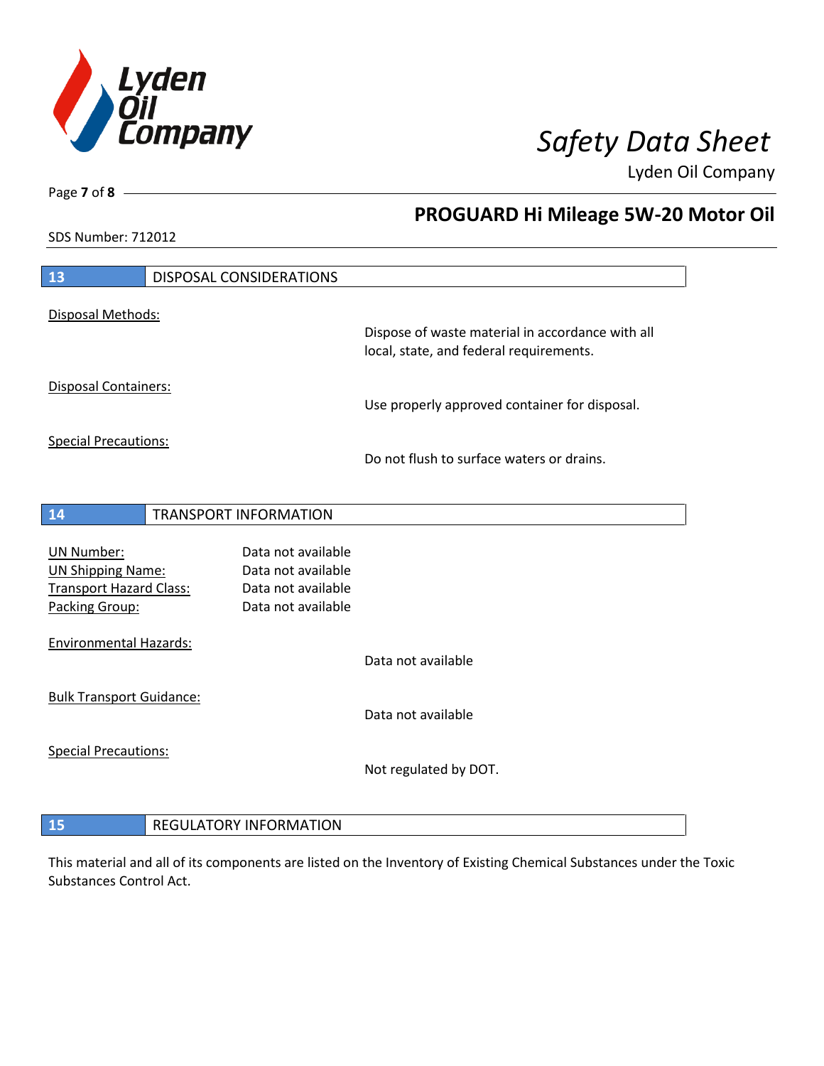## 13 DISPOSAL CONSIDERATIONS

Disposal Methods:

Dispose of waste material in accordance with all local, state, and federal requirements.

Disposal Containers:

Use properly approved container for disposal.

Special Precautions:

Do not flush to surface waters or drains.

## 14 TRANSPORT INFORMATION

| | |
|---|---|
| UN Number: | Data not available |
| UN Shipping Name: | Data not available |
| Transport Hazard Class: | Data not available |
| Packing Group: | Data not available |

Environmental Hazards:

Data not available

Bulk Transport Guidance:

Data not available

Special Precautions:

Not regulated by DOT.

## 15 REGULATORY INFORMATION

This material and all of its components are listed on the Inventory of Existing Chemical Substances under the Toxic Substances Control Act.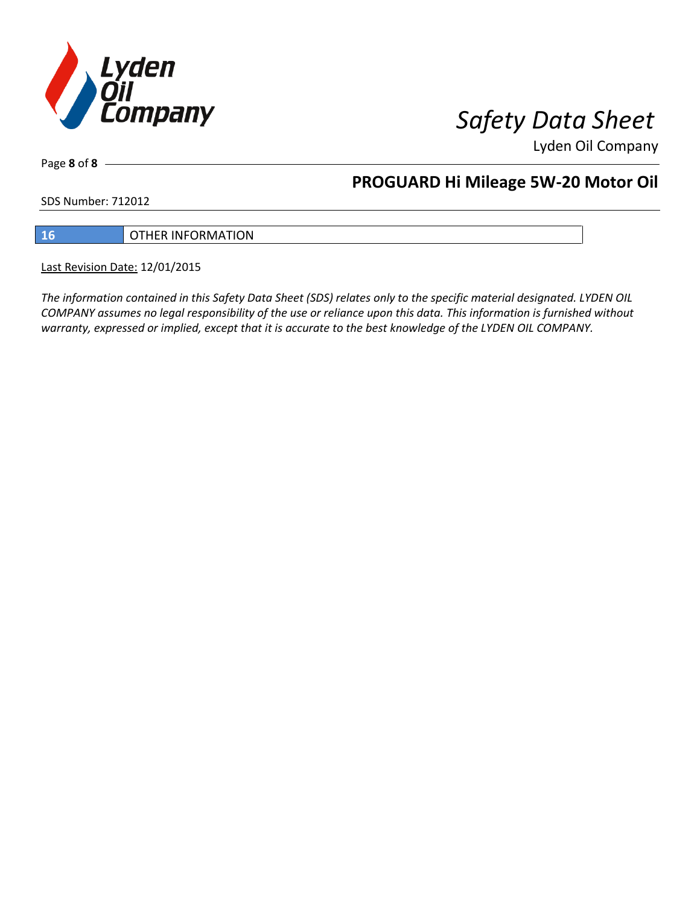## 16 OTHER INFORMATION

Last Revision Date: 12/01/2015

*The information contained in this Safety Data Sheet (SDS) relates only to the specific material designated. LYDEN OIL COMPANY assumes no legal responsibility of the use or reliance upon this data. This information is furnished without warranty, expressed or implied, except that it is accurate to the best knowledge of the LYDEN OIL COMPANY.*